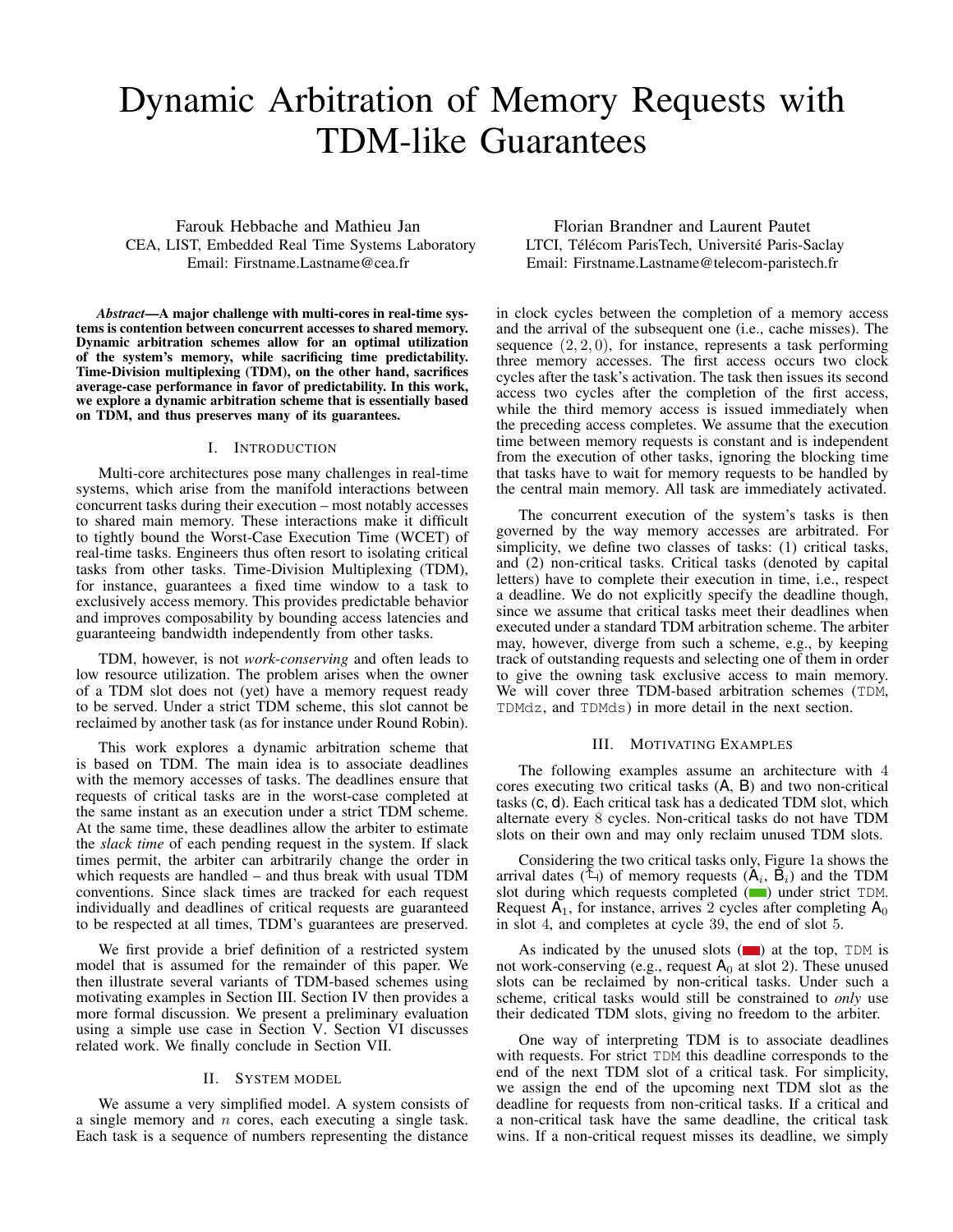# Dynamic Arbitration of Memory Requests with TDM-like Guarantees

Farouk Hebbache and Mathieu Jan
CEA, LIST, Embedded Real Time Systems Laboratory
Email: Firstname.Lastname@cea.fr

Florian Brandner and Laurent Pautet
LTCI, Télécom ParisTech, Université Paris-Saclay
Email: Firstname.Lastname@telecom-paristech.fr

***Abstract*—A major challenge with multi-cores in real-time systems is contention between concurrent accesses to shared memory. Dynamic arbitration schemes allow for an optimal utilization of the system's memory, while sacrificing time predictability. Time-Division multiplexing (TDM), on the other hand, sacrifices average-case performance in favor of predictability. In this work, we explore a dynamic arbitration scheme that is essentially based on TDM, and thus preserves many of its guarantees.**

## I. Introduction

Multi-core architectures pose many challenges in real-time systems, which arise from the manifold interactions between concurrent tasks during their execution – most notably accesses to shared main memory. These interactions make it difficult to tightly bound the Worst-Case Execution Time (WCET) of real-time tasks. Engineers thus often resort to isolating critical tasks from other tasks. Time-Division Multiplexing (TDM), for instance, guarantees a fixed time window to a task to exclusively access memory. This provides predictable behavior and improves composability by bounding access latencies and guaranteeing bandwidth independently from other tasks.

TDM, however, is not *work-conserving* and often leads to low resource utilization. The problem arises when the owner of a TDM slot does not (yet) have a memory request ready to be served. Under a strict TDM scheme, this slot cannot be reclaimed by another task (as for instance under Round Robin).

This work explores a dynamic arbitration scheme that is based on TDM. The main idea is to associate deadlines with the memory accesses of tasks. The deadlines ensure that requests of critical tasks are in the worst-case completed at the same instant as an execution under a strict TDM scheme. At the same time, these deadlines allow the arbiter to estimate the *slack time* of each pending request in the system. If slack times permit, the arbiter can arbitrarily change the order in which requests are handled – and thus break with usual TDM conventions. Since slack times are tracked for each request individually and deadlines of critical requests are guaranteed to be respected at all times, TDM's guarantees are preserved.

We first provide a brief definition of a restricted system model that is assumed for the remainder of this paper. We then illustrate several variants of TDM-based schemes using motivating examples in Section III. Section IV then provides a more formal discussion. We present a preliminary evaluation using a simple use case in Section V. Section VI discusses related work. We finally conclude in Section VII.

## II. System model

We assume a very simplified model. A system consists of a single memory and $n$ cores, each executing a single task. Each task is a sequence of numbers representing the distance in clock cycles between the completion of a memory access and the arrival of the subsequent one (i.e., cache misses). The sequence $(2, 2, 0)$, for instance, represents a task performing three memory accesses. The first access occurs two clock cycles after the task's activation. The task then issues its second access two cycles after the completion of the first access, while the third memory access is issued immediately when the preceding access completes. We assume that the execution time between memory requests is constant and is independent from the execution of other tasks, ignoring the blocking time that tasks have to wait for memory requests to be handled by the central main memory. All task are immediately activated.

The concurrent execution of the system's tasks is then governed by the way memory accesses are arbitrated. For simplicity, we define two classes of tasks: (1) critical tasks, and (2) non-critical tasks. Critical tasks (denoted by capital letters) have to complete their execution in time, i.e., respect a deadline. We do not explicitly specify the deadline though, since we assume that critical tasks meet their deadlines when executed under a standard TDM arbitration scheme. The arbiter may, however, diverge from such a scheme, e.g., by keeping track of outstanding requests and selecting one of them in order to give the owning task exclusive access to main memory. We will cover three TDM-based arbitration schemes (TDM, TDMdz, and TDMds) in more detail in the next section.

## III. Motivating Examples

The following examples assume an architecture with 4 cores executing two critical tasks (A, B) and two non-critical tasks (c, d). Each critical task has a dedicated TDM slot, which alternate every 8 cycles. Non-critical tasks do not have TDM slots on their own and may only reclaim unused TDM slots.

Considering the two critical tasks only, Figure 1a shows the arrival dates (↰) of memory requests ($A_i$, $B_i$) and the TDM slot during which requests completed (▬) under strict TDM. Request $A_1$, for instance, arrives 2 cycles after completing $A_0$ in slot 4, and completes at cycle 39, the end of slot 5.

As indicated by the unused slots (▬) at the top, TDM is not work-conserving (e.g., request $A_0$ at slot 2). These unused slots can be reclaimed by non-critical tasks. Under such a scheme, critical tasks would still be constrained to *only* use their dedicated TDM slots, giving no freedom to the arbiter.

One way of interpreting TDM is to associate deadlines with requests. For strict TDM this deadline corresponds to the end of the next TDM slot of a critical task. For simplicity, we assign the end of the upcoming next TDM slot as the deadline for requests from non-critical tasks. If a critical and a non-critical task have the same deadline, the critical task wins. If a non-critical request misses its deadline, we simply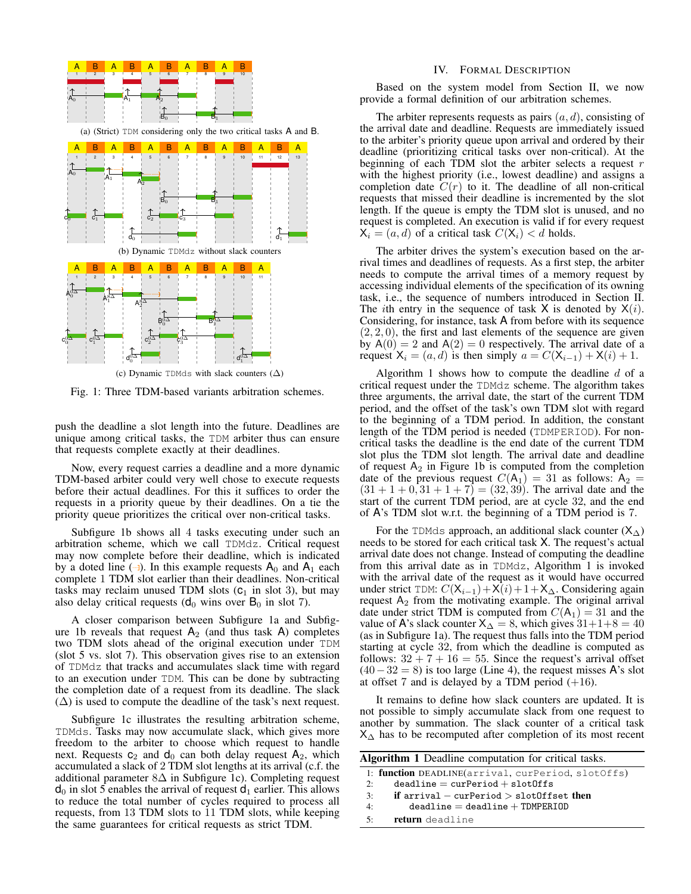(a) (Strict) TDM considering only the two critical tasks A and B.

(b) Dynamic TDMdz without slack counters

(c) Dynamic TDMds with slack counters ($\Delta$)

Fig. 1: Three TDM-based variants arbitration schemes.

push the deadline a slot length into the future. Deadlines are unique among critical tasks, the TDM arbiter thus can ensure that requests complete exactly at their deadlines.

Now, every request carries a deadline and a more dynamic TDM-based arbiter could very well chose to execute requests before their actual deadlines. For this it suffices to order the requests in a priority queue by their deadlines. On a tie the priority queue prioritizes the critical over non-critical tasks.

Subfigure 1b shows all 4 tasks executing under such an arbitration scheme, which we call TDMdz. Critical request may now complete before their deadline, which is indicated by a doted line. In this example requests $A_0$ and $A_1$ each complete 1 TDM slot earlier than their deadlines. Non-critical tasks may reclaim unused TDM slots ($c_1$ in slot 3), but may also delay critical requests ($d_0$ wins over $B_0$ in slot 7).

A closer comparison between Subfigure 1a and Subfigure 1b reveals that request $A_2$ (and thus task A) completes two TDM slots ahead of the original execution under TDM (slot 5 vs. slot 7). This observation gives rise to an extension of TDMdz that tracks and accumulates slack time with regard to an execution under TDM. This can be done by subtracting the completion date of a request from its deadline. The slack ($\Delta$) is used to compute the deadline of the task's next request.

Subfigure 1c illustrates the resulting arbitration scheme, TDMds. Tasks may now accumulate slack, which gives more freedom to the arbiter to choose which request to handle next. Requests $c_2$ and $d_0$ can both delay request $A_2$, which accumulated a slack of 2 TDM slot lengths at its arrival (c.f. the additional parameter $8\Delta$ in Subfigure 1c). Completing request $d_0$ in slot 5 enables the arrival of request $d_1$ earlier. This allows to reduce the total number of cycles required to process all requests, from 13 TDM slots to 11 TDM slots, while keeping the same guarantees for critical requests as strict TDM.

## IV. Formal Description

Based on the system model from Section II, we now provide a formal definition of our arbitration schemes.

The arbiter represents requests as pairs $(a, d)$, consisting of the arrival date and deadline. Requests are immediately issued to the arbiter's priority queue upon arrival and ordered by their deadline (prioritizing critical tasks over non-critical). At the beginning of each TDM slot the arbiter selects a request $r$ with the highest priority (i.e., lowest deadline) and assigns a completion date $C(r)$ to it. The deadline of all non-critical requests that missed their deadline is incremented by the slot length. If the queue is empty the TDM slot is unused, and no request is completed. An execution is valid if for every request $X_i = (a, d)$ of a critical task $C(X_i) < d$ holds.

The arbiter drives the system's execution based on the arrival times and deadlines of requests. As a first step, the arbiter needs to compute the arrival times of a memory request by accessing individual elements of the specification of its owning task, i.e., the sequence of numbers introduced in Section II. The $i$th entry in the sequence of task X is denoted by $X(i)$. Considering, for instance, task A from before with its sequence $(2, 2, 0)$, the first and last elements of the sequence are given by $A(0) = 2$ and $A(2) = 0$ respectively. The arrival date of a request $X_i = (a, d)$ is then simply $a = C(X_{i-1}) + X(i) + 1$.

Algorithm 1 shows how to compute the deadline $d$ of a critical request under the TDMdz scheme. The algorithm takes three arguments, the arrival date, the start of the current TDM period, and the offset of the task's own TDM slot with regard to the beginning of a TDM period. In addition, the constant length of the TDM period is needed (TDMPERIOD). For non-critical tasks the deadline is the end date of the current TDM slot plus the TDM slot length. The arrival date and deadline of request $A_2$ in Figure 1b is computed from the completion date of the previous request $C(A_1) = 31$ as follows: $A_2 = (31 + 1 + 0, 31 + 1 + 7) = (32, 39)$. The arrival date and the start of the current TDM period, are at cycle 32, and the end of A's TDM slot w.r.t. the beginning of a TDM period is 7.

For the TDMds approach, an additional slack counter ($X_\Delta$) needs to be stored for each critical task X. The request's actual arrival date does not change. Instead of computing the deadline from this arrival date as in TDMdz, Algorithm 1 is invoked with the arrival date of the request as it would have occurred under strict TDM: $C(X_{i-1}) + X(i) + 1 + X_\Delta$. Considering again request $A_2$ from the motivating example. The original arrival date under strict TDM is computed from $C(A_1) = 31$ and the value of A's slack counter $X_\Delta = 8$, which gives $31 + 1 + 8 = 40$ (as in Subfigure 1a). The request thus falls into the TDM period starting at cycle 32, from which the deadline is computed as follows: $32 + 7 + 16 = 55$. Since the request's arrival offset $(40 - 32 = 8)$ is too large (Line 4), the request misses A's slot at offset 7 and is delayed by a TDM period (+16).

It remains to define how slack counters are updated. It is not possible to simply accumulate slack from one request to another by summation. The slack counter of a critical task $X_\Delta$ has to be recomputed after completion of its most recent

**Algorithm 1** Deadline computation for critical tasks.

```
1: function DEADLINE(arrival, curPeriod, slotOffs)
2:     deadline = curPeriod + slotOffs
3:     if arrival − curPeriod > slotOffset then
4:         deadline = deadline + TDMPERIOD
5:     return deadline
```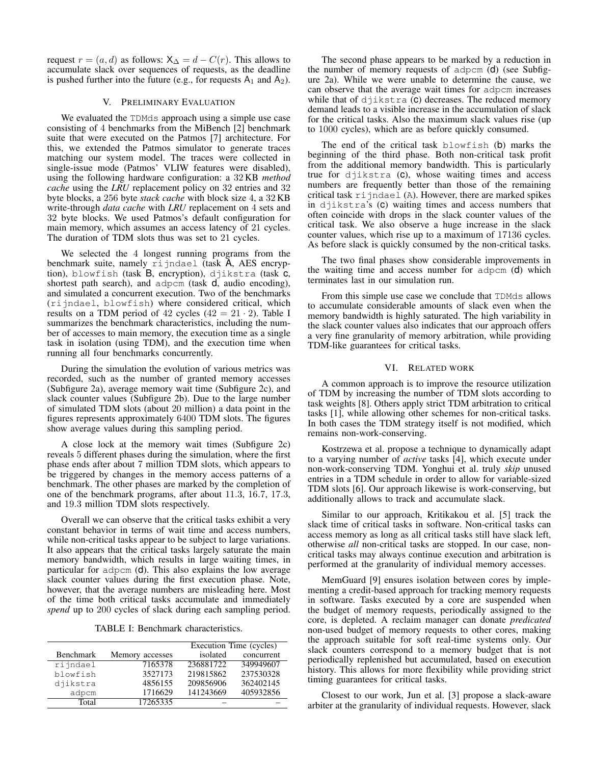request $r = (a, d)$ as follows: $X_\Delta = d - C(r)$. This allows to accumulate slack over sequences of requests, as the deadline is pushed further into the future (e.g., for requests $A_1$ and $A_2$).

## V. Preliminary Evaluation

We evaluated the `TDMds` approach using a simple use case consisting of 4 benchmarks from the MiBench [2] benchmark suite that were executed on the Patmos [7] architecture. For this, we extended the Patmos simulator to generate traces matching our system model. The traces were collected in single-issue mode (Patmos' VLIW features were disabled), using the following hardware configuration: a 32 KB *method cache* using the *LRU* replacement policy on 32 entries and 32 byte blocks, a 256 byte *stack cache* with block size 4, a 32 KB write-through *data cache* with *LRU* replacement on 4 sets and 32 byte blocks. We used Patmos's default configuration for main memory, which assumes an access latency of 21 cycles. The duration of TDM slots thus was set to 21 cycles.

We selected the 4 longest running programs from the benchmark suite, namely `rijndael` (task A, AES encryption), `blowfish` (task B, encryption), `djikstra` (task c, shortest path search), and `adpcm` (task d, audio encoding), and simulated a concurrent execution. Two of the benchmarks (`rijndael`, `blowfish`) where considered critical, which results on a TDM period of 42 cycles ($42 = 21 \cdot 2$). Table I summarizes the benchmark characteristics, including the number of accesses to main memory, the execution time as a single task in isolation (using TDM), and the execution time when running all four benchmarks concurrently.

During the simulation the evolution of various metrics was recorded, such as the number of granted memory accesses (Subfigure 2a), average memory wait time (Subfigure 2c), and slack counter values (Subfigure 2b). Due to the large number of simulated TDM slots (about 20 million) a data point in the figures represents approximately 6400 TDM slots. The figures show average values during this sampling period.

A close lock at the memory wait times (Subfigure 2c) reveals 5 different phases during the simulation, where the first phase ends after about 7 million TDM slots, which appears to be triggered by changes in the memory access patterns of a benchmark. The other phases are marked by the completion of one of the benchmark programs, after about 11.3, 16.7, 17.3, and 19.3 million TDM slots respectively.

Overall we can observe that the critical tasks exhibit a very constant behavior in terms of wait time and access numbers, while non-critical tasks appear to be subject to large variations. It also appears that the critical tasks largely saturate the main memory bandwidth, which results in large waiting times, in particular for `adpcm` (d). This also explains the low average slack counter values during the first execution phase. Note, however, that the average numbers are misleading here. Most of the time both critical tasks accumulate and immediately *spend* up to 200 cycles of slack during each sampling period.

TABLE I: Benchmark characteristics.

| Benchmark | Memory accesses | Execution Time (cycles) isolated | Execution Time (cycles) concurrent |
|---|---|---|---|
| `rijndael` | 7165378 | 236881722 | 349949607 |
| `blowfish` | 3527173 | 219815862 | 237530328 |
| `djikstra` | 4856155 | 209856906 | 362402145 |
| `adpcm` | 1716629 | 141243669 | 405932856 |
| Total | 17265335 | – | – |

The second phase appears to be marked by a reduction in the number of memory requests of `adpcm` (d) (see Subfigure 2a). While we were unable to determine the cause, we can observe that the average wait times for `adpcm` increases while that of `djikstra` (c) decreases. The reduced memory demand leads to a visible increase in the accumulation of slack for the critical tasks. Also the maximum slack values rise (up to 1000 cycles), which are as before quickly consumed.

The end of the critical task `blowfish` (b) marks the beginning of the third phase. Both non-critical task profit from the additional memory bandwidth. This is particularly true for `djikstra` (c), whose waiting times and access numbers are frequently better than those of the remaining critical task `rijndael` (A). However, there are marked spikes in `djikstra`'s (c) waiting times and access numbers that often coincide with drops in the slack counter values of the critical task. We also observe a huge increase in the slack counter values, which rise up to a maximum of 17136 cycles. As before slack is quickly consumed by the non-critical tasks.

The two final phases show considerable improvements in the waiting time and access number for `adpcm` (d) which terminates last in our simulation run.

From this simple use case we conclude that `TDMds` allows to accumulate considerable amounts of slack even when the memory bandwidth is highly saturated. The high variability in the slack counter values also indicates that our approach offers a very fine granularity of memory arbitration, while providing TDM-like guarantees for critical tasks.

## VI. Related work

A common approach is to improve the resource utilization of TDM by increasing the number of TDM slots according to task weights [8]. Others apply strict TDM arbitration to critical tasks [1], while allowing other schemes for non-critical tasks. In both cases the TDM strategy itself is not modified, which remains non-work-conserving.

Kostrzewa et al. propose a technique to dynamically adapt to a varying number of *active* tasks [4], which execute under non-work-conserving TDM. Yonghui et al. truly *skip* unused entries in a TDM schedule in order to allow for variable-sized TDM slots [6]. Our approach likewise is work-conserving, but additionally allows to track and accumulate slack.

Similar to our approach, Kritikakou et al. [5] track the slack time of critical tasks in software. Non-critical tasks can access memory as long as all critical tasks still have slack left, otherwise *all* non-critical tasks are stopped. In our case, non-critical tasks may always continue execution and arbitration is performed at the granularity of individual memory accesses.

MemGuard [9] ensures isolation between cores by implementing a credit-based approach for tracking memory requests in software. Tasks executed by a core are suspended when the budget of memory requests, periodically assigned to the core, is depleted. A reclaim manager can donate *predicated* non-used budget of memory requests to other cores, making the approach suitable for soft real-time systems only. Our slack counters correspond to a memory budget that is not periodically replenished but accumulated, based on execution history. This allows for more flexibility while providing strict timing guarantees for critical tasks.

Closest to our work, Jun et al. [3] propose a slack-aware arbiter at the granularity of individual requests. However, slack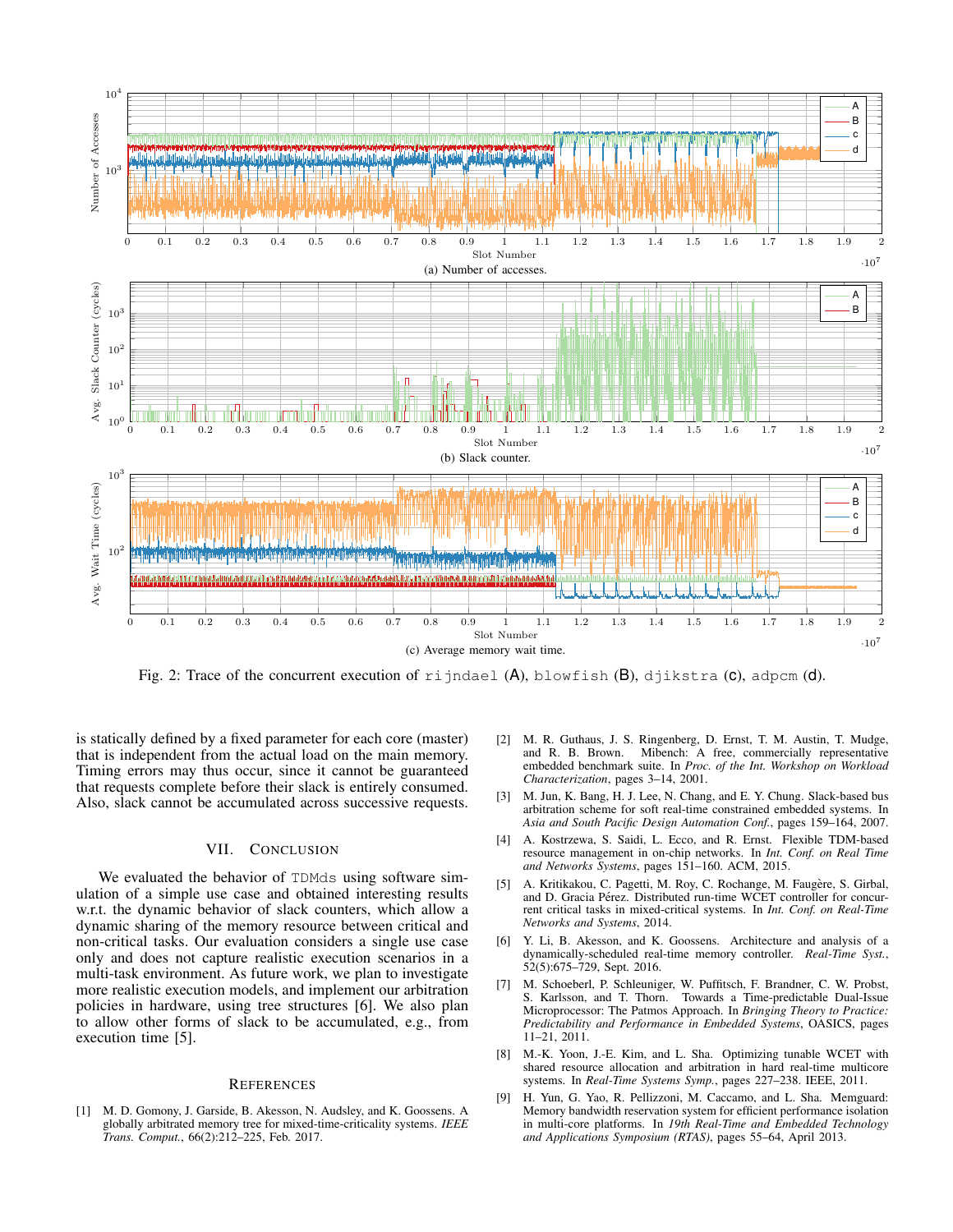Number of Accesses

$10^4$

$10^3$

0 0.1 0.2 0.3 0.4 0.5 0.6 0.7 0.8 0.9 1 1.1 1.2 1.3 1.4 1.5 1.6 1.7 1.8 1.9 2

Slot Number

$\cdot 10^7$

A
B
c
d

(a) Number of accesses.

Avg. Slack Counter (cycles)

$10^0$ $10^1$ $10^2$ $10^3$

0 0.1 0.2 0.3 0.4 0.5 0.6 0.7 0.8 0.9 1 1.1 1.2 1.3 1.4 1.5 1.6 1.7 1.8 1.9 2

Slot Number

$\cdot 10^7$

A
B

(b) Slack counter.

Avg. Wait Time (cycles)

$10^2$ $10^3$

0 0.1 0.2 0.3 0.4 0.5 0.6 0.7 0.8 0.9 1 1.1 1.2 1.3 1.4 1.5 1.6 1.7 1.8 1.9 2

Slot Number

$\cdot 10^7$

A
B
c
d

(c) Average memory wait time.

Fig. 2: Trace of the concurrent execution of `rijndael` (A), `blowfish` (B), `djikstra` (c), `adpcm` (d).

is statically defined by a fixed parameter for each core (master) that is independent from the actual load on the main memory. Timing errors may thus occur, since it cannot be guaranteed that requests complete before their slack is entirely consumed. Also, slack cannot be accumulated across successive requests.

## VII. Conclusion

We evaluated the behavior of `TDMds` using software simulation of a simple use case and obtained interesting results w.r.t. the dynamic behavior of slack counters, which allow a dynamic sharing of the memory resource between critical and non-critical tasks. Our evaluation considers a single use case only and does not capture realistic execution scenarios in a multi-task environment. As future work, we plan to investigate more realistic execution models, and implement our arbitration policies in hardware, using tree structures [6]. We also plan to allow other forms of slack to be accumulated, e.g., from execution time [5].

## References

[1] M. D. Gomony, J. Garside, B. Akesson, N. Audsley, and K. Goossens. A globally arbitrated memory tree for mixed-time-criticality systems. *IEEE Trans. Comput.*, 66(2):212–225, Feb. 2017.

[2] M. R. Guthaus, J. S. Ringenberg, D. Ernst, T. M. Austin, T. Mudge, and R. B. Brown. Mibench: A free, commercially representative embedded benchmark suite. In *Proc. of the Int. Workshop on Workload Characterization*, pages 3–14, 2001.

[3] M. Jun, K. Bang, H. J. Lee, N. Chang, and E. Y. Chung. Slack-based bus arbitration scheme for soft real-time constrained embedded systems. In *Asia and South Pacific Design Automation Conf.*, pages 159–164, 2007.

[4] A. Kostrzewa, S. Saidi, L. Ecco, and R. Ernst. Flexible TDM-based resource management in on-chip networks. In *Int. Conf. on Real Time and Networks Systems*, pages 151–160. ACM, 2015.

[5] A. Kritikakou, C. Pagetti, M. Roy, C. Rochange, M. Faugère, S. Girbal, and D. Gracia Pérez. Distributed run-time WCET controller for concurrent critical tasks in mixed-critical systems. In *Int. Conf. on Real-Time Networks and Systems*, 2014.

[6] Y. Li, B. Akesson, and K. Goossens. Architecture and analysis of a dynamically-scheduled real-time memory controller. *Real-Time Syst.*, 52(5):675–729, Sept. 2016.

[7] M. Schoeberl, P. Schleuniger, W. Puffitsch, F. Brandner, C. W. Probst, S. Karlsson, and T. Thorn. Towards a Time-predictable Dual-Issue Microprocessor: The Patmos Approach. In *Bringing Theory to Practice: Predictability and Performance in Embedded Systems*, OASICS, pages 11–21, 2011.

[8] M.-K. Yoon, J.-E. Kim, and L. Sha. Optimizing tunable WCET with shared resource allocation and arbitration in hard real-time multicore systems. In *Real-Time Systems Symp.*, pages 227–238. IEEE, 2011.

[9] H. Yun, G. Yao, R. Pellizzoni, M. Caccamo, and L. Sha. Memguard: Memory bandwidth reservation system for efficient performance isolation in multi-core platforms. In *19th Real-Time and Embedded Technology and Applications Symposium (RTAS)*, pages 55–64, April 2013.